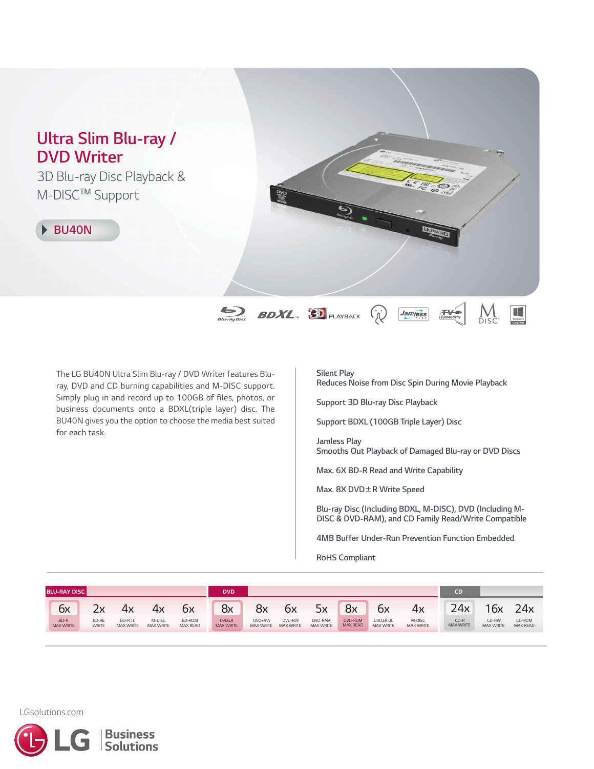# Ultra Slim Blu-ray / DVD Writer

3D Blu-ray Disc Playback & M-DISC™ Support

**BU40N**

The LG BU40N Ultra Slim Blu-ray / DVD Writer features Blu-ray, DVD and CD burning capabilities and M-DISC support. Simply plug in and record up to 100GB of files, photos, or business documents onto a BDXL(triple layer) disc. The BU40N gives you the option to choose the media best suited for each task.

Silent Play
Reduces Noise from Disc Spin During Movie Playback

Support 3D Blu-ray Disc Playback

Support BDXL (100GB Triple Layer) Disc

Jamless Play
Smooths Out Playback of Damaged Blu-ray or DVD Discs

Max. 6X BD-R Read and Write Capability

Max. 8X DVD±R Write Speed

Blu-ray Disc (Including BDXL, M-DISC), DVD (Including M-DISC & DVD-RAM), and CD Family Read/Write Compatible

4MB Buffer Under-Run Prevention Function Embedded

RoHS Compliant

| BLU-RAY DISC | | | | | DVD | | | | | | | CD | | |
|---|---|---|---|---|---|---|---|---|---|---|---|---|---|---|
| 6x | 2x | 4x | 4x | 6x | 8x | 8x | 6x | 5x | 8x | 6x | 4x | 24x | 16x | 24x |
| BD-R MAX WRITE | BD-RE WRITE | BD-R TL MAX WRITE | M-DISC MAX WRITE | BD-ROM MAX READ | DVD±R MAX WRITE | DVD+RW MAX WRITE | DVD-RW MAX WRITE | DVD-RAM MAX WRITE | DVD-ROM MAX READ | DVD±R DL MAX WRITE | M-DISC MAX WRITE | CD-R MAX WRITE | CD-RW MAX WRITE | CD-ROM MAX READ |

LGsolutions.com

LG Business Solutions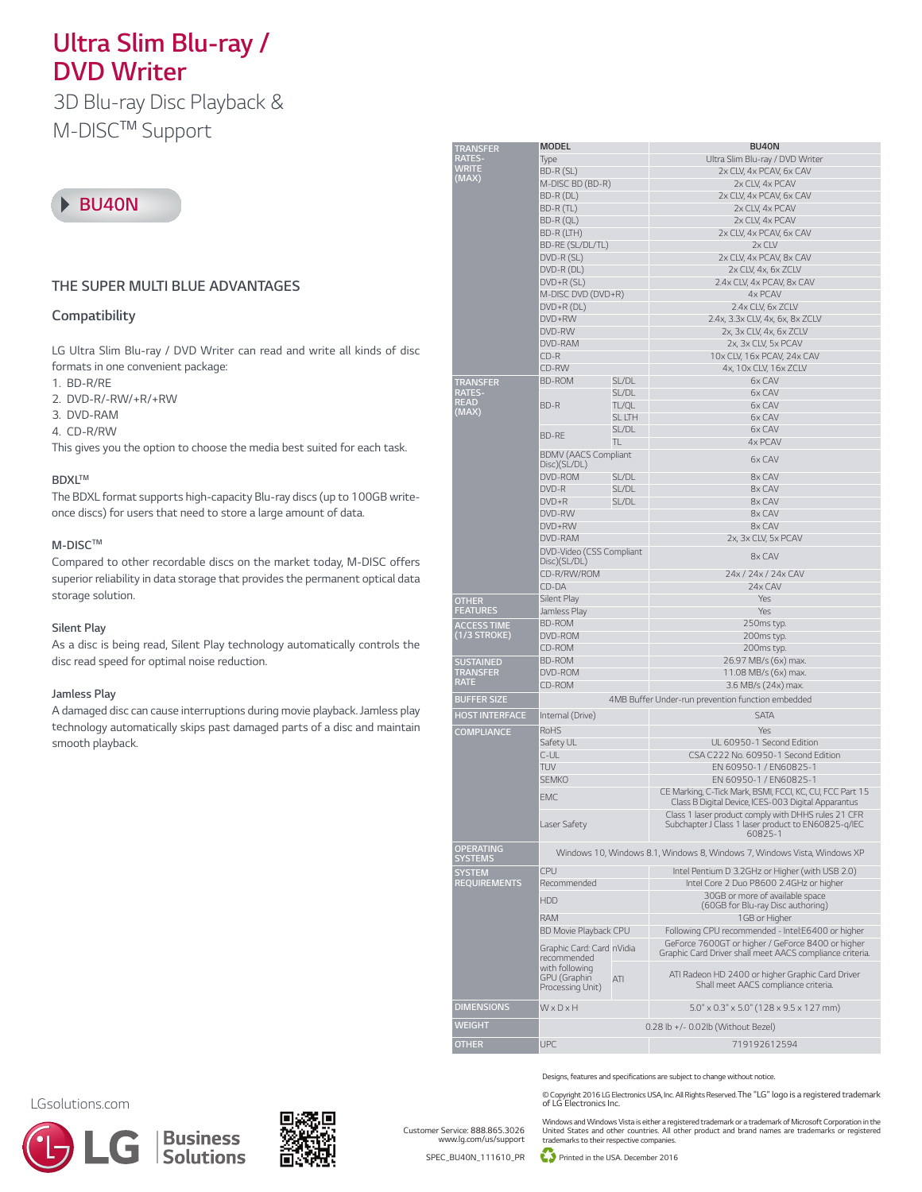# Ultra Slim Blu-ray / DVD Writer

3D Blu-ray Disc Playback & M-DISC™ Support

**BU40N**

## THE SUPER MULTI BLUE ADVANTAGES

### Compatibility

LG Ultra Slim Blu-ray / DVD Writer can read and write all kinds of disc formats in one convenient package:

1. BD-R/RE
2. DVD-R/-RW/+R/+RW
3. DVD-RAM
4. CD-R/RW

This gives you the option to choose the media best suited for each task.

#### BDXL™

The BDXL format supports high-capacity Blu-ray discs (up to 100GB write-once discs) for users that need to store a large amount of data.

#### M-DISC™

Compared to other recordable discs on the market today, M-DISC offers superior reliability in data storage that provides the permanent optical data storage solution.

#### Silent Play

As a disc is being read, Silent Play technology automatically controls the disc read speed for optimal noise reduction.

#### Jamless Play

A damaged disc can cause interruptions during movie playback. Jamless play technology automatically skips past damaged parts of a disc and maintain smooth playback.

| | MODEL | | BU40N |
|---|---|---|---|
| | Type | | Ultra Slim Blu-ray / DVD Writer |
| TRANSFER RATES-WRITE (MAX) | BD-R (SL) | | 2x CLV, 4x PCAV, 6x CAV |
| | M-DISC BD (BD-R) | | 2x CLV, 4x PCAV |
| | BD-R (DL) | | 2x CLV, 4x PCAV, 6x CAV |
| | BD-R (TL) | | 2x CLV, 4x PCAV |
| | BD-R (QL) | | 2x CLV, 4x PCAV |
| | BD-R (LTH) | | 2x CLV, 4x PCAV, 6x CAV |
| | BD-RE (SL/DL/TL) | | 2x CLV |
| | DVD-R (SL) | | 2x CLV, 4x PCAV, 8x CAV |
| | DVD-R (DL) | | 2x CLV, 4x, 6x ZCLV |
| | DVD+R (SL) | | 2.4x CLV, 4x PCAV, 8x CAV |
| | M-DISC DVD (DVD+R) | | 4x PCAV |
| | DVD+R (DL) | | 2.4x CLV, 6x ZCLV |
| | DVD+RW | | 2.4x, 3.3x CLV, 4x, 6x, 8x ZCLV |
| | DVD-RW | | 2x, 3x CLV, 4x, 6x ZCLV |
| | DVD-RAM | | 2x, 3x CLV, 5x PCAV |
| | CD-R | | 10x CLV, 16x PCAV, 24x CAV |
| | CD-RW | | 4x, 10x CLV, 16x ZCLV |
| TRANSFER RATES-READ (MAX) | BD-ROM | SL/DL | 6x CAV |
| | BD-R | SL/DL | 6x CAV |
| | | TL/QL | 6x CAV |
| | | SL LTH | 6x CAV |
| | BD-RE | SL/DL | 6x CAV |
| | | TL | 4x PCAV |
| | BDMV (AACS Compliant Disc)(SL/DL) | | 6x CAV |
| | DVD-ROM | SL/DL | 8x CAV |
| | DVD-R | SL/DL | 8x CAV |
| | DVD+R | SL/DL | 8x CAV |
| | DVD-RW | | 8x CAV |
| | DVD+RW | | 8x CAV |
| | DVD-RAM | | 2x, 3x CLV, 5x PCAV |
| | DVD-Video (CSS Compliant Disc)(SL/DL) | | 8x CAV |
| | CD-R/RW/ROM | | 24x / 24x / 24x CAV |
| | CD-DA | | 24x CAV |
| OTHER FEATURES | Silent Play | | Yes |
| | Jamless Play | | Yes |
| ACCESS TIME (1/3 STROKE) | BD-ROM | | 250ms typ. |
| | DVD-ROM | | 200ms typ. |
| | CD-ROM | | 200ms typ. |
| SUSTAINED TRANSFER RATE | BD-ROM | | 26.97 MB/s (6x) max. |
| | DVD-ROM | | 11.08 MB/s (6x) max. |
| | CD-ROM | | 3.6 MB/s (24x) max. |
| BUFFER SIZE | 4MB Buffer Under-run prevention function embedded | | |
| HOST INTERFACE | Internal (Drive) | | SATA |
| COMPLIANCE | RoHS | | Yes |
| | Safety UL | | UL 60950-1 Second Edition |
| | C-UL | | CSA C222 No. 60950-1 Second Edition |
| | TUV | | EN 60950-1 / EN60825-1 |
| | SEMKO | | EN 60950-1 / EN60825-1 |
| | EMC | | CE Marking, C-Tick Mark, BSMI, FCCI, KC, CU, FCC Part 15 Class B Digital Device, ICES-003 Digital Apparantus |
| | Laser Safety | | Class 1 laser product comply with DHHS rules 21 CFR Subchapter J Class 1 laser product to EN60825-q/IEC 60825-1 |
| OPERATING SYSTEMS | Windows 10, Windows 8.1, Windows 8, Windows 7, Windows Vista, Windows XP | | |
| SYSTEM REQUIREMENTS | CPU | | Intel Pentium D 3.2GHz or Higher (with USB 2.0) |
| | Recommended | | Intel Core 2 Duo P8600 2.4GHz or higher |
| | HDD | | 30GB or more of available space (60GB for Blu-ray Disc authoring) |
| | RAM | | 1GB or Higher |
| | BD Movie Playback CPU | | Following CPU recommended - IntelE6400 or higher |
| | Graphic Card: Card recommended with following GPU (Graphin Processing Unit) | nVidia | GeForce 7600GT or higher / GeForce 8400 or higher Graphic Card Driver shall meet AACS compliance criteria. |
| | | ATI | ATI Radeon HD 2400 or higher Graphic Card Driver Shall meet AACS compliance criteria. |
| DIMENSIONS | W x D x H | | 5.0" x 0.3" x 5.0" (128 x 9.5 x 127 mm) |
| WEIGHT | 0.28 lb +/- 0.02lb (Without Bezel) | | |
| OTHER | UPC | | 719192612594 |

Designs, features and specifications are subject to change without notice.

© Copyright 2016 LG Electronics USA, Inc. All Rights Reserved. The "LG" logo is a registered trademark of LG Electronics Inc.

Windows and Windows Vista is either a registered trademark or a trademark of Microsoft Corporation in the United States and other countries. All other product and brand names are trademarks or registered trademarks to their respective companies.

LGsolutions.com

LG Business Solutions

Customer Service: 888.865.3026
www.lg.com/us/support

SPEC_BU40N_111610_PR

Printed in the USA. December 2016